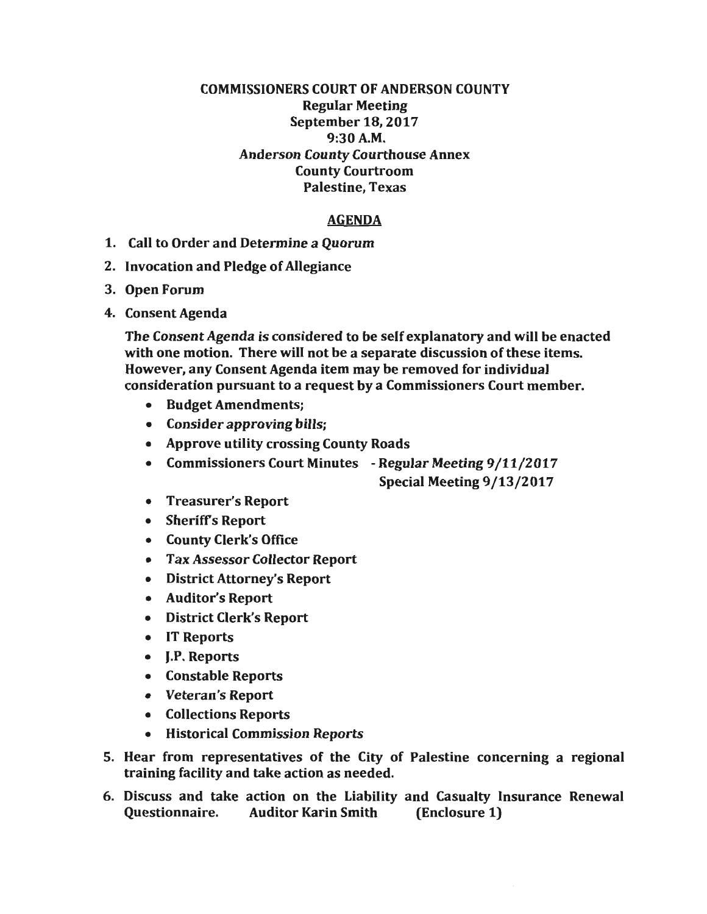**COMMISSIONERS COURT OF ANDERSON COUNTY**
**Regular Meeting**
**September 18, 2017**
**9:30 A.M.**
**Anderson County Courthouse Annex**
**County Courtroom**
**Palestine, Texas**

## AGENDA

1. **Call to Order and Determine a Quorum**
2. **Invocation and Pledge of Allegiance**
3. **Open Forum**
4. **Consent Agenda**

   **The Consent Agenda is considered to be self explanatory and will be enacted with one motion. There will not be a separate discussion of these items. However, any Consent Agenda item may be removed for individual consideration pursuant to a request by a Commissioners Court member.**

   - **Budget Amendments;**
   - **Consider approving bills;**
   - **Approve utility crossing County Roads**
   - **Commissioners Court Minutes - Regular Meeting 9/11/2017**
     **Special Meeting 9/13/2017**
   - **Treasurer's Report**
   - **Sheriff's Report**
   - **County Clerk's Office**
   - **Tax Assessor Collector Report**
   - **District Attorney's Report**
   - **Auditor's Report**
   - **District Clerk's Report**
   - **IT Reports**
   - **J.P. Reports**
   - **Constable Reports**
   - **Veteran's Report**
   - **Collections Reports**
   - **Historical Commission Reports**

5. **Hear from representatives of the City of Palestine concerning a regional training facility and take action as needed.**
6. **Discuss and take action on the Liability and Casualty Insurance Renewal Questionnaire. Auditor Karin Smith (Enclosure 1)**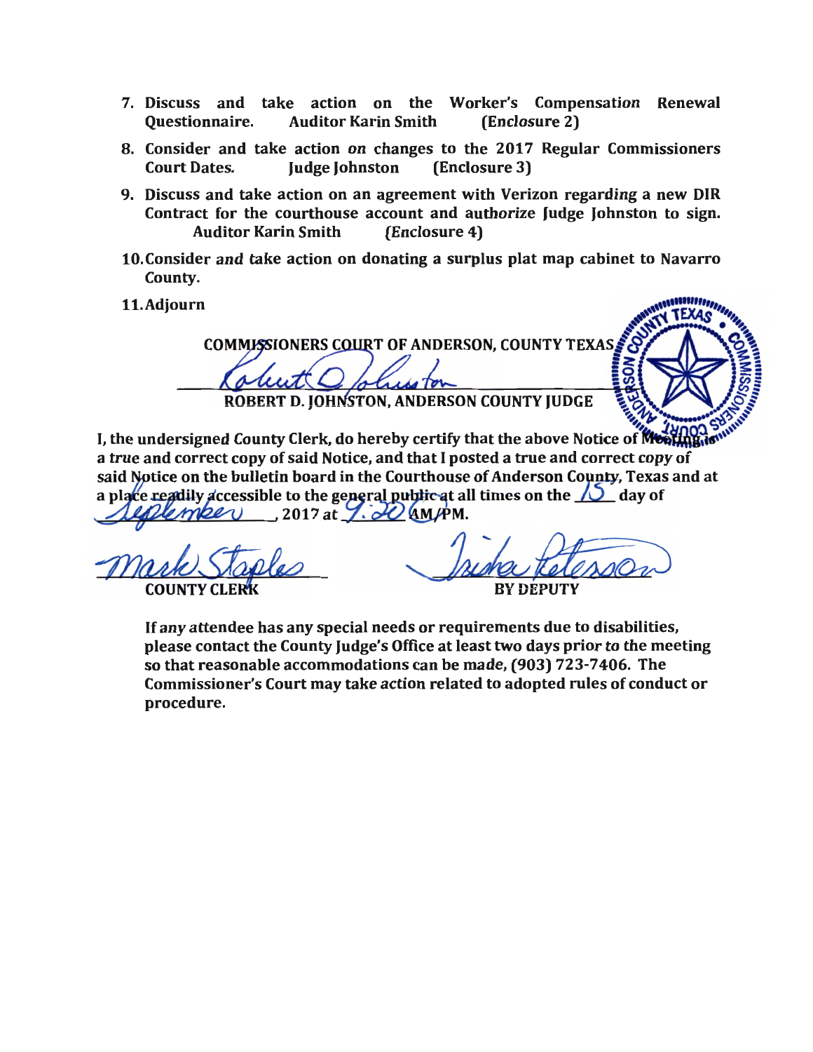7. Discuss and take action on the Worker's Compensation Renewal Questionnaire. Auditor Karin Smith (Enclosure 2)

8. Consider and take action on changes to the 2017 Regular Commissioners Court Dates. Judge Johnston (Enclosure 3)

9. Discuss and take action on an agreement with Verizon regarding a new DIR Contract for the courthouse account and authorize Judge Johnston to sign. Auditor Karin Smith (Enclosure 4)

10. Consider and take action on donating a surplus plat map cabinet to Navarro County.

11. Adjourn

**COMMISSIONERS COURT OF ANDERSON, COUNTY TEXAS**

Robert D. Johnston

**ROBERT D. JOHNSTON, ANDERSON COUNTY JUDGE**

ANDERSON COUNTY TEXAS • COMMISSIONERS COURT

**I, the undersigned County Clerk, do hereby certify that the above Notice of Meeting is a true and correct copy of said Notice, and that I posted a true and correct copy of said Notice on the bulletin board in the Courthouse of Anderson County, Texas and at a place readily accessible to the general public at all times on the 15 day of September, 2017 at 9:20 AM/PM.**

Mark Staples

**COUNTY CLERK**

Trisha Peterson

**BY DEPUTY**

**If any attendee has any special needs or requirements due to disabilities, please contact the County Judge's Office at least two days prior to the meeting so that reasonable accommodations can be made, (903) 723-7406. The Commissioner's Court may take action related to adopted rules of conduct or procedure.**